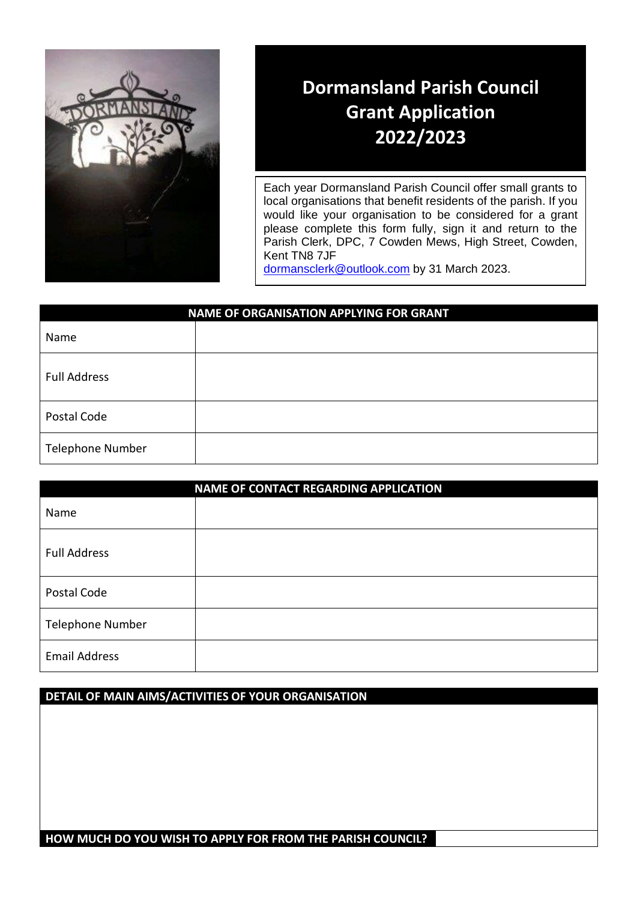# Dormansland Parish Council Grant Application 2022/2023

Each year Dormansland Parish Council offer small grants to local organisations that benefit residents of the parish. If you would like your organisation to be considered for a grant please complete this form fully, sign it and return to the Parish Clerk, DPC, 7 Cowden Mews, High Street, Cowden, Kent TN8 7JF
dormansclerk@outlook.com by 31 March 2023.

| NAME OF ORGANISATION APPLYING FOR GRANT | |
|---|---|
| Name | |
| Full Address | |
| Postal Code | |
| Telephone Number | |

| NAME OF CONTACT REGARDING APPLICATION | |
|---|---|
| Name | |
| Full Address | |
| Postal Code | |
| Telephone Number | |
| Email Address | |

| DETAIL OF MAIN AIMS/ACTIVITIES OF YOUR ORGANISATION |
|---|
| |

| HOW MUCH DO YOU WISH TO APPLY FOR FROM THE PARISH COUNCIL? | |
|---|---|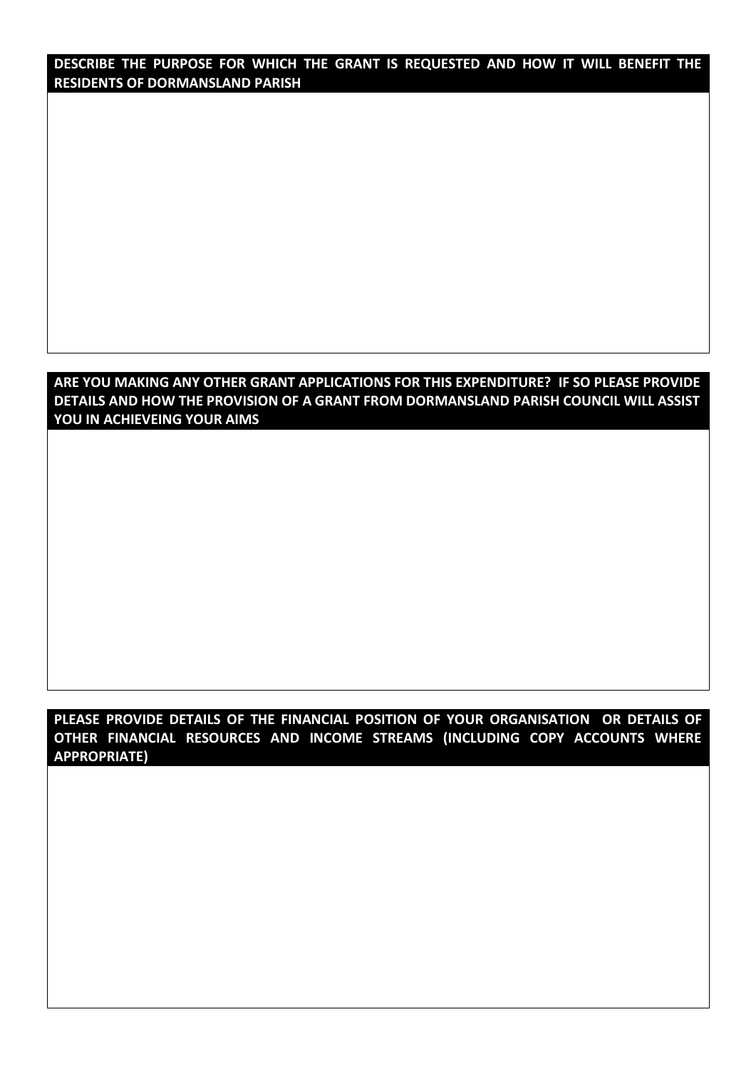**DESCRIBE THE PURPOSE FOR WHICH THE GRANT IS REQUESTED AND HOW IT WILL BENEFIT THE RESIDENTS OF DORMANSLAND PARISH**

**ARE YOU MAKING ANY OTHER GRANT APPLICATIONS FOR THIS EXPENDITURE? IF SO PLEASE PROVIDE DETAILS AND HOW THE PROVISION OF A GRANT FROM DORMANSLAND PARISH COUNCIL WILL ASSIST YOU IN ACHIEVEING YOUR AIMS**

**PLEASE PROVIDE DETAILS OF THE FINANCIAL POSITION OF YOUR ORGANISATION OR DETAILS OF OTHER FINANCIAL RESOURCES AND INCOME STREAMS (INCLUDING COPY ACCOUNTS WHERE APPROPRIATE)**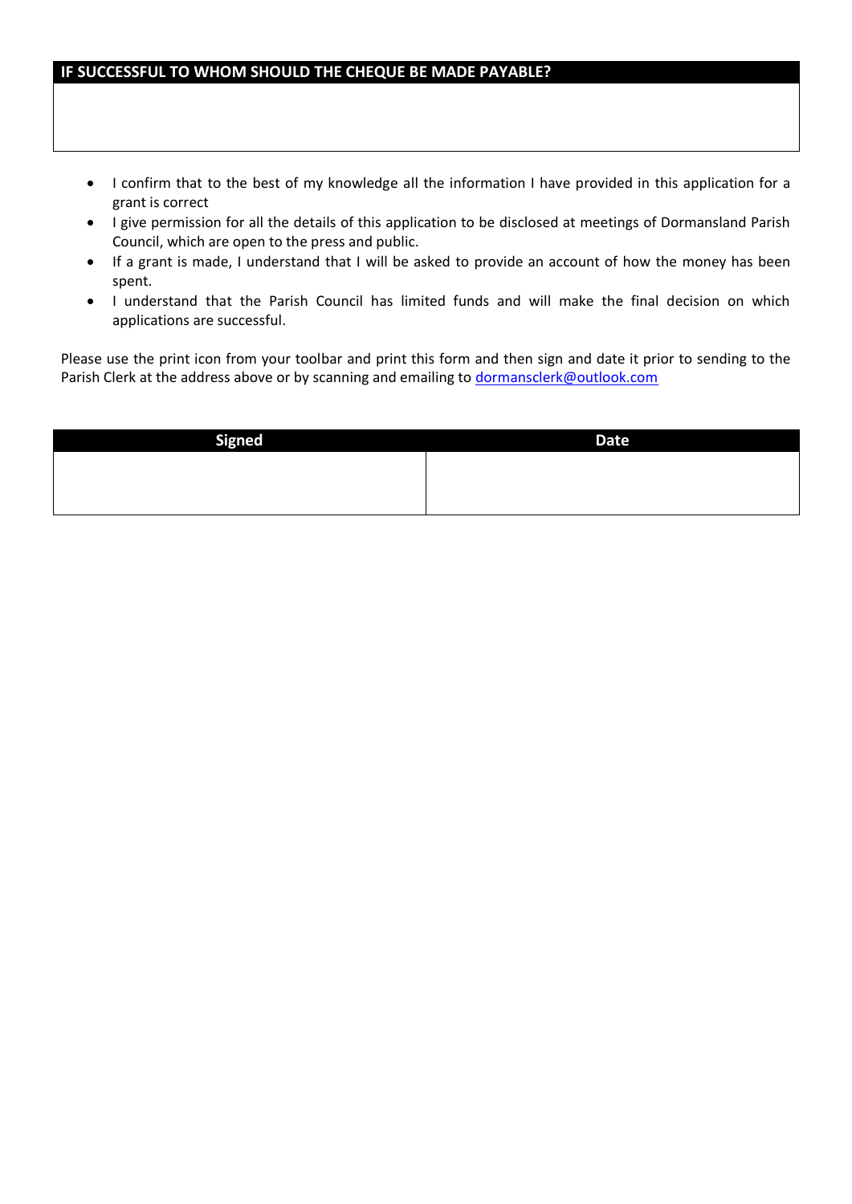| IF SUCCESSFUL TO WHOM SHOULD THE CHEQUE BE MADE PAYABLE? |
| --- |
| |

- I confirm that to the best of my knowledge all the information I have provided in this application for a grant is correct
- I give permission for all the details of this application to be disclosed at meetings of Dormansland Parish Council, which are open to the press and public.
- If a grant is made, I understand that I will be asked to provide an account of how the money has been spent.
- I understand that the Parish Council has limited funds and will make the final decision on which applications are successful.

Please use the print icon from your toolbar and print this form and then sign and date it prior to sending to the Parish Clerk at the address above or by scanning and emailing to dormansclerk@outlook.com

| Signed | Date |
| --- | --- |
| | |